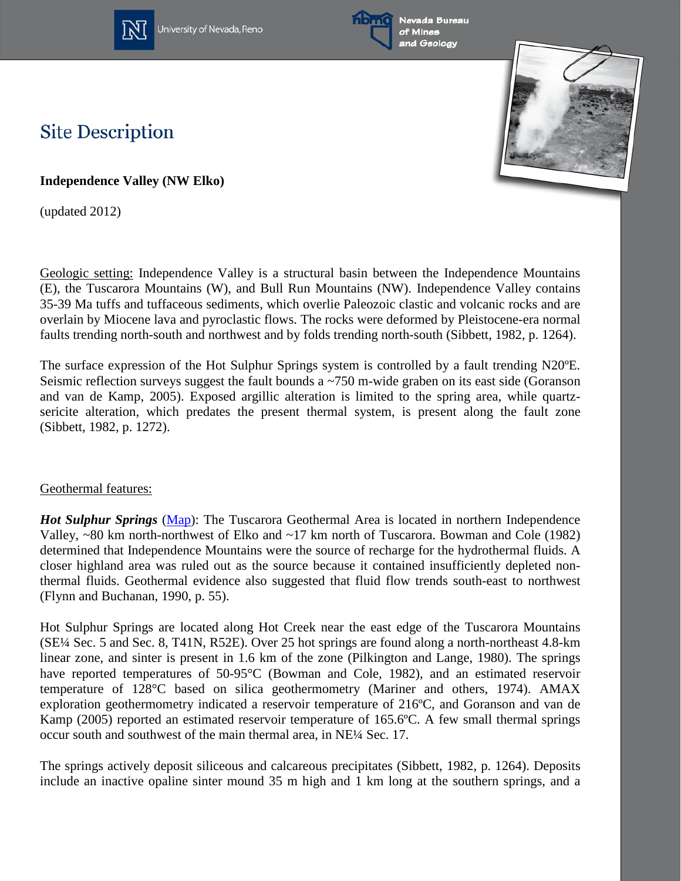# Site Description

**Independence Valley (NW Elko)**

(updated 2012)

Geologic setting: Independence Valley is a structural basin between the Independence Mountains (E), the Tuscarora Mountains (W), and Bull Run Mountains (NW). Independence Valley contains 35-39 Ma tuffs and tuffaceous sediments, which overlie Paleozoic clastic and volcanic rocks and are overlain by Miocene lava and pyroclastic flows. The rocks were deformed by Pleistocene-era normal faults trending north-south and northwest and by folds trending north-south (Sibbett, 1982, p. 1264).

The surface expression of the Hot Sulphur Springs system is controlled by a fault trending N20ºE. Seismic reflection surveys suggest the fault bounds a ~750 m-wide graben on its east side (Goranson and van de Kamp, 2005). Exposed argillic alteration is limited to the spring area, while quartz-sericite alteration, which predates the present thermal system, is present along the fault zone (Sibbett, 1982, p. 1272).

Geothermal features:

***Hot Sulphur Springs*** (Map): The Tuscarora Geothermal Area is located in northern Independence Valley, ~80 km north-northwest of Elko and ~17 km north of Tuscarora. Bowman and Cole (1982) determined that Independence Mountains were the source of recharge for the hydrothermal fluids. A closer highland area was ruled out as the source because it contained insufficiently depleted non-thermal fluids. Geothermal evidence also suggested that fluid flow trends south-east to northwest (Flynn and Buchanan, 1990, p. 55).

Hot Sulphur Springs are located along Hot Creek near the east edge of the Tuscarora Mountains (SE¼ Sec. 5 and Sec. 8, T41N, R52E). Over 25 hot springs are found along a north-northeast 4.8-km linear zone, and sinter is present in 1.6 km of the zone (Pilkington and Lange, 1980). The springs have reported temperatures of 50-95°C (Bowman and Cole, 1982), and an estimated reservoir temperature of 128°C based on silica geothermometry (Mariner and others, 1974). AMAX exploration geothermometry indicated a reservoir temperature of 216ºC, and Goranson and van de Kamp (2005) reported an estimated reservoir temperature of 165.6ºC. A few small thermal springs occur south and southwest of the main thermal area, in NE¼ Sec. 17.

The springs actively deposit siliceous and calcareous precipitates (Sibbett, 1982, p. 1264). Deposits include an inactive opaline sinter mound 35 m high and 1 km long at the southern springs, and a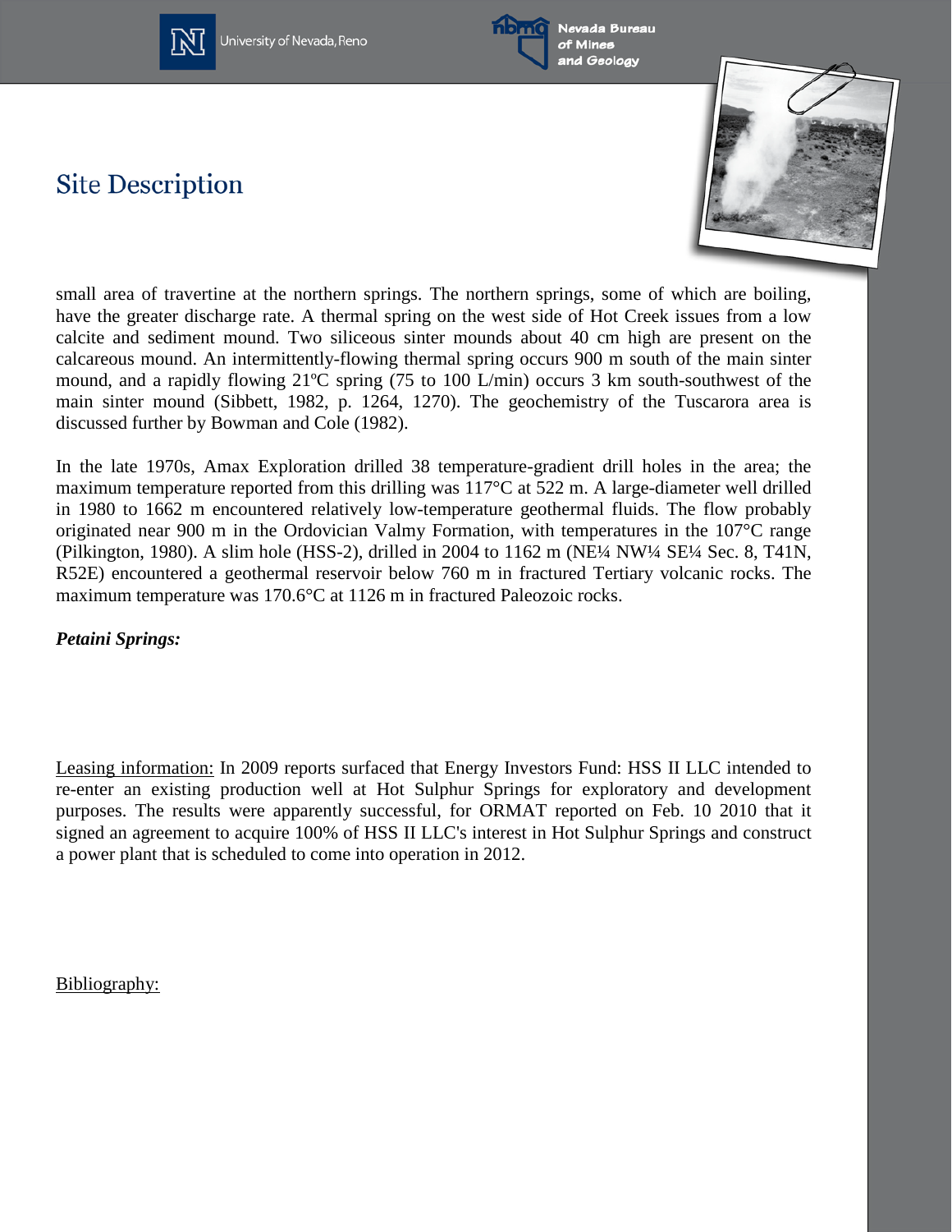# Site Description

small area of travertine at the northern springs. The northern springs, some of which are boiling, have the greater discharge rate. A thermal spring on the west side of Hot Creek issues from a low calcite and sediment mound. Two siliceous sinter mounds about 40 cm high are present on the calcareous mound. An intermittently-flowing thermal spring occurs 900 m south of the main sinter mound, and a rapidly flowing 21ºC spring (75 to 100 L/min) occurs 3 km south-southwest of the main sinter mound (Sibbett, 1982, p. 1264, 1270). The geochemistry of the Tuscarora area is discussed further by Bowman and Cole (1982).

In the late 1970s, Amax Exploration drilled 38 temperature-gradient drill holes in the area; the maximum temperature reported from this drilling was 117°C at 522 m. A large-diameter well drilled in 1980 to 1662 m encountered relatively low-temperature geothermal fluids. The flow probably originated near 900 m in the Ordovician Valmy Formation, with temperatures in the 107°C range (Pilkington, 1980). A slim hole (HSS-2), drilled in 2004 to 1162 m (NE¼ NW¼ SE¼ Sec. 8, T41N, R52E) encountered a geothermal reservoir below 760 m in fractured Tertiary volcanic rocks. The maximum temperature was 170.6°C at 1126 m in fractured Paleozoic rocks.

***Petaini Springs:***

Leasing information: In 2009 reports surfaced that Energy Investors Fund: HSS II LLC intended to re-enter an existing production well at Hot Sulphur Springs for exploratory and development purposes. The results were apparently successful, for ORMAT reported on Feb. 10 2010 that it signed an agreement to acquire 100% of HSS II LLC's interest in Hot Sulphur Springs and construct a power plant that is scheduled to come into operation in 2012.

Bibliography: